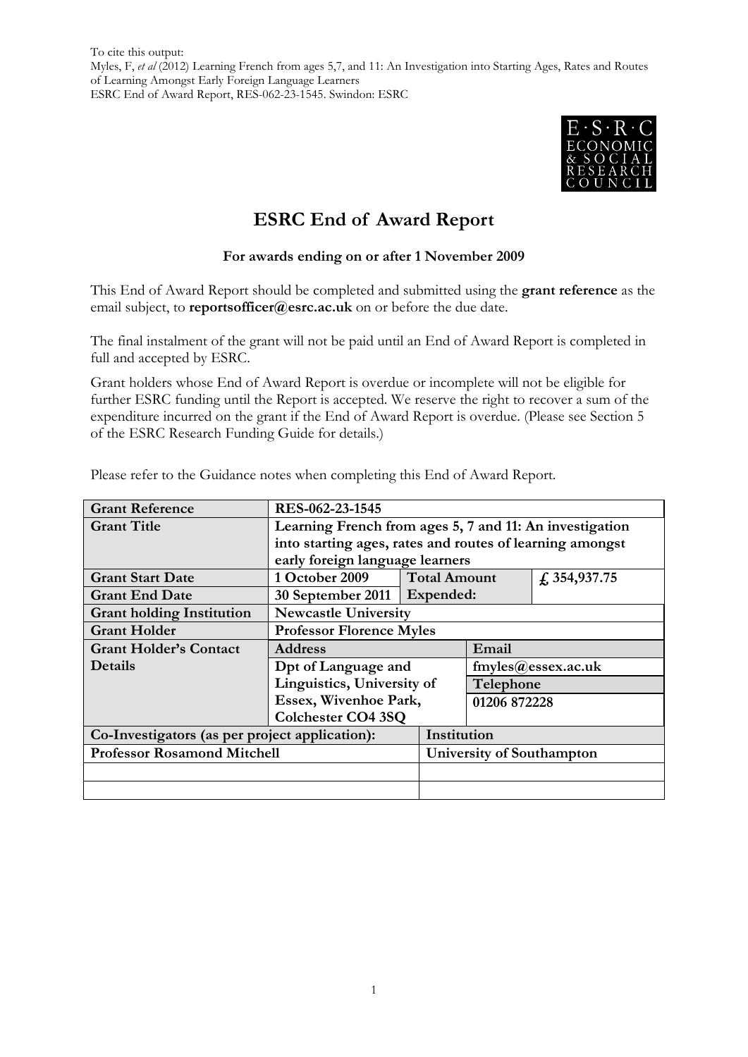To cite this output:
Myles, F, *et al* (2012) Learning French from ages 5,7, and 11: An Investigation into Starting Ages, Rates and Routes of Learning Amongst Early Foreign Language Learners
ESRC End of Award Report, RES-062-23-1545. Swindon: ESRC

E·S·R·C ECONOMIC & SOCIAL RESEARCH COUNCIL

# ESRC End of Award Report

**For awards ending on or after 1 November 2009**

This End of Award Report should be completed and submitted using the **grant reference** as the email subject, to **reportsofficer@esrc.ac.uk** on or before the due date.

The final instalment of the grant will not be paid until an End of Award Report is completed in full and accepted by ESRC.

Grant holders whose End of Award Report is overdue or incomplete will not be eligible for further ESRC funding until the Report is accepted. We reserve the right to recover a sum of the expenditure incurred on the grant if the End of Award Report is overdue. (Please see Section 5 of the ESRC Research Funding Guide for details.)

Please refer to the Guidance notes when completing this End of Award Report.

| **Grant Reference** | **RES-062-23-1545** | | |
|---|---|---|---|
| **Grant Title** | **Learning French from ages 5, 7 and 11: An investigation into starting ages, rates and routes of learning amongst early foreign language learners** | | |
| **Grant Start Date** | **1 October 2009** | **Total Amount Expended:** | **£ 354,937.75** |
| **Grant End Date** | **30 September 2011** | | |
| **Grant holding Institution** | **Newcastle University** | | |
| **Grant Holder** | **Professor Florence Myles** | | |
| **Grant Holder's Contact Details** | **Address** | **Email** | |
| | **Dpt of Language and Linguistics, University of Essex, Wivenhoe Park, Colchester CO4 3SQ** | **fmyles@essex.ac.uk** | |
| | | **Telephone** | |
| | | **01206 872228** | |
| **Co-Investigators (as per project application):** | | **Institution** | |
| **Professor Rosamond Mitchell** | | **University of Southampton** | |
| | | | |
| | | | |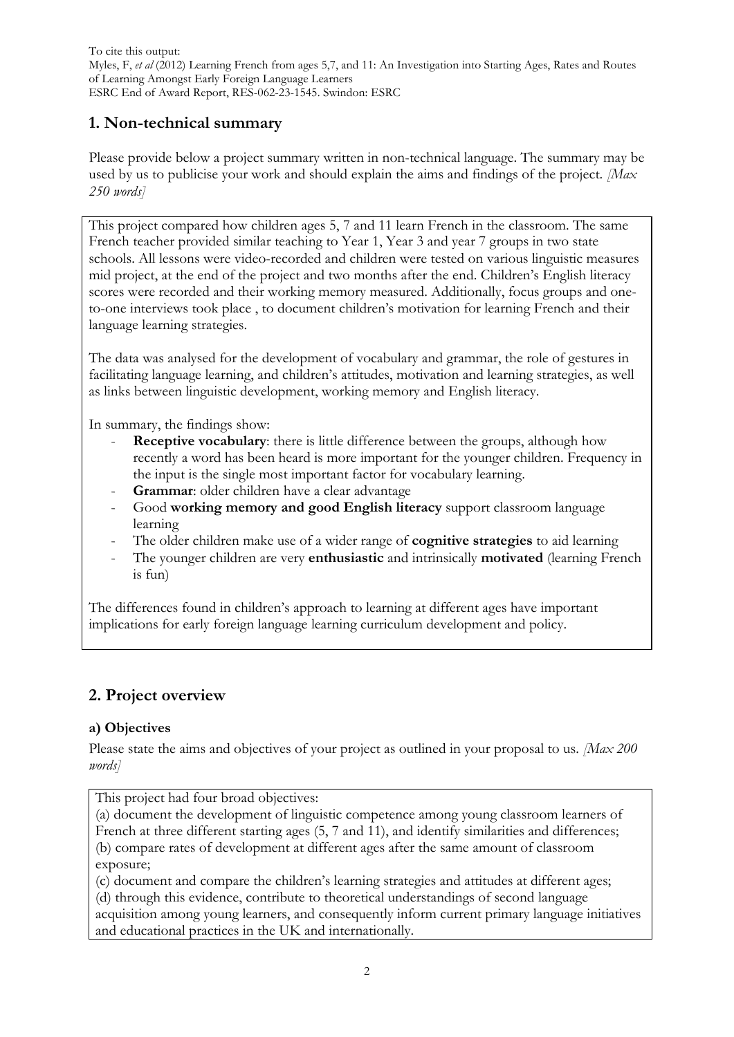To cite this output:
Myles, F, *et al* (2012) Learning French from ages 5,7, and 11: An Investigation into Starting Ages, Rates and Routes of Learning Amongst Early Foreign Language Learners
ESRC End of Award Report, RES-062-23-1545. Swindon: ESRC

## 1. Non-technical summary

Please provide below a project summary written in non-technical language. The summary may be used by us to publicise your work and should explain the aims and findings of the project. *[Max 250 words]*

This project compared how children ages 5, 7 and 11 learn French in the classroom. The same French teacher provided similar teaching to Year 1, Year 3 and year 7 groups in two state schools. All lessons were video-recorded and children were tested on various linguistic measures mid project, at the end of the project and two months after the end. Children's English literacy scores were recorded and their working memory measured. Additionally, focus groups and one-to-one interviews took place , to document children's motivation for learning French and their language learning strategies.

The data was analysed for the development of vocabulary and grammar, the role of gestures in facilitating language learning, and children's attitudes, motivation and learning strategies, as well as links between linguistic development, working memory and English literacy.

In summary, the findings show:

- **Receptive vocabulary**: there is little difference between the groups, although how recently a word has been heard is more important for the younger children. Frequency in the input is the single most important factor for vocabulary learning.
- **Grammar**: older children have a clear advantage
- Good **working memory and good English literacy** support classroom language learning
- The older children make use of a wider range of **cognitive strategies** to aid learning
- The younger children are very **enthusiastic** and intrinsically **motivated** (learning French is fun)

The differences found in children's approach to learning at different ages have important implications for early foreign language learning curriculum development and policy.

## 2. Project overview

### a) Objectives

Please state the aims and objectives of your project as outlined in your proposal to us. *[Max 200 words]*

This project had four broad objectives:
(a) document the development of linguistic competence among young classroom learners of French at three different starting ages (5, 7 and 11), and identify similarities and differences;
(b) compare rates of development at different ages after the same amount of classroom exposure;
(c) document and compare the children's learning strategies and attitudes at different ages;
(d) through this evidence, contribute to theoretical understandings of second language acquisition among young learners, and consequently inform current primary language initiatives and educational practices in the UK and internationally.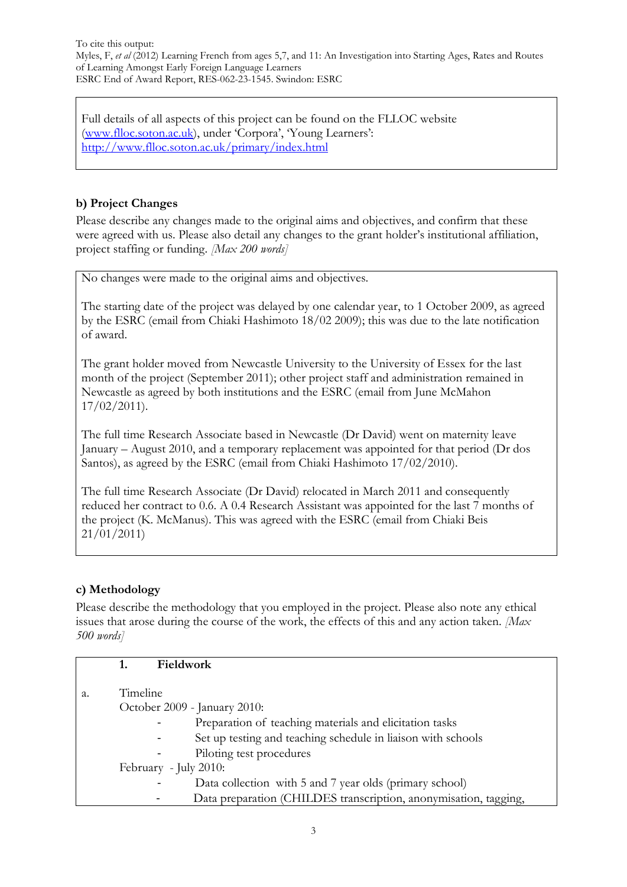To cite this output:
Myles, F, *et al* (2012) Learning French from ages 5,7, and 11: An Investigation into Starting Ages, Rates and Routes of Learning Amongst Early Foreign Language Learners
ESRC End of Award Report, RES-062-23-1545. Swindon: ESRC

Full details of all aspects of this project can be found on the FLLOC website (www.flloc.soton.ac.uk), under 'Corpora', 'Young Learners': http://www.flloc.soton.ac.uk/primary/index.html

## b) Project Changes

Please describe any changes made to the original aims and objectives, and confirm that these were agreed with us. Please also detail any changes to the grant holder's institutional affiliation, project staffing or funding. *[Max 200 words]*

No changes were made to the original aims and objectives.

The starting date of the project was delayed by one calendar year, to 1 October 2009, as agreed by the ESRC (email from Chiaki Hashimoto 18/02 2009); this was due to the late notification of award.

The grant holder moved from Newcastle University to the University of Essex for the last month of the project (September 2011); other project staff and administration remained in Newcastle as agreed by both institutions and the ESRC (email from June McMahon 17/02/2011).

The full time Research Associate based in Newcastle (Dr David) went on maternity leave January – August 2010, and a temporary replacement was appointed for that period (Dr dos Santos), as agreed by the ESRC (email from Chiaki Hashimoto 17/02/2010).

The full time Research Associate (Dr David) relocated in March 2011 and consequently reduced her contract to 0.6. A 0.4 Research Assistant was appointed for the last 7 months of the project (K. McManus). This was agreed with the ESRC (email from Chiaki Beis 21/01/2011)

## c) Methodology

Please describe the methodology that you employed in the project. Please also note any ethical issues that arose during the course of the work, the effects of this and any action taken. *[Max 500 words]*

### 1. Fieldwork

a. Timeline

October 2009 - January 2010:

- Preparation of teaching materials and elicitation tasks
- Set up testing and teaching schedule in liaison with schools
- Piloting test procedures

February - July 2010:

- Data collection with 5 and 7 year olds (primary school)
- Data preparation (CHILDES transcription, anonymisation, tagging,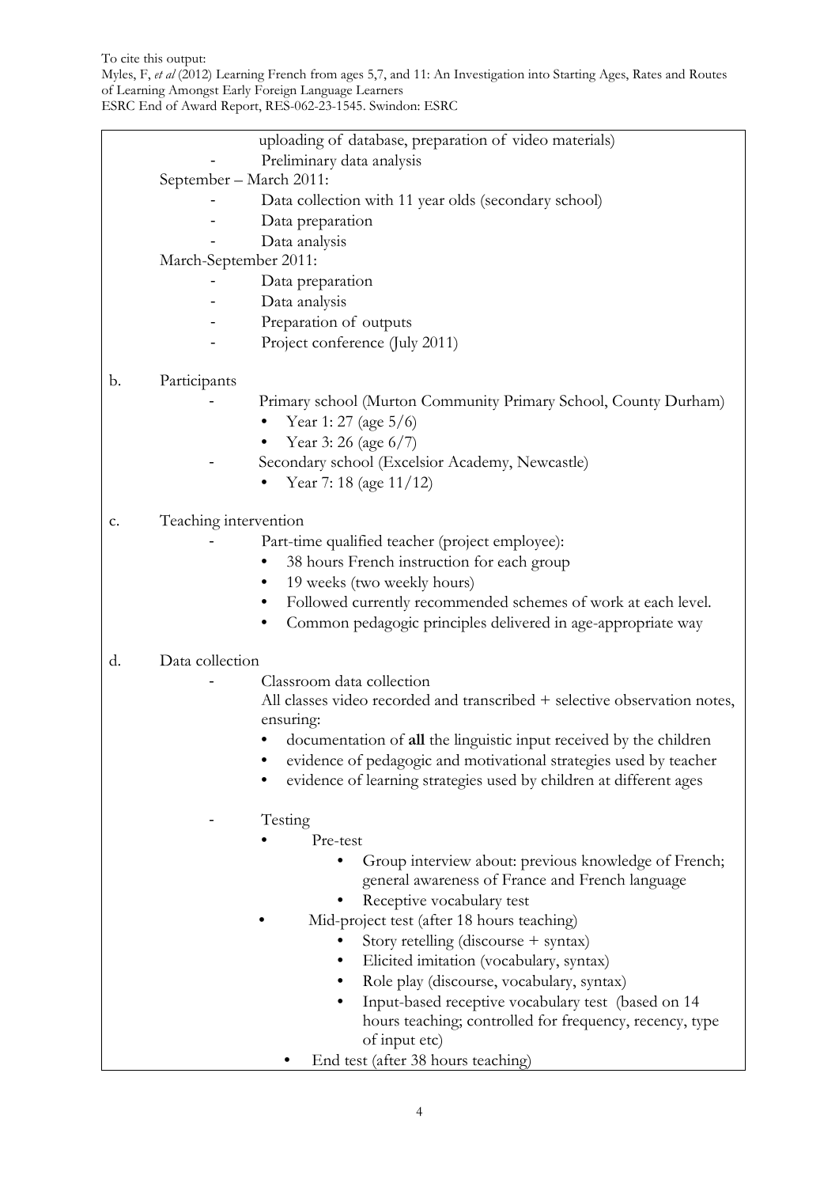uploading of database, preparation of video materials)

- Preliminary data analysis

September – March 2011:

- Data collection with 11 year olds (secondary school)
- Data preparation
- Data analysis

March-September 2011:

- Data preparation
- Data analysis
- Preparation of outputs
- Project conference (July 2011)

b. Participants

- Primary school (Murton Community Primary School, County Durham)
  - Year 1: 27 (age 5/6)
  - Year 3: 26 (age 6/7)
- Secondary school (Excelsior Academy, Newcastle)
  - Year 7: 18 (age 11/12)

c. Teaching intervention

- Part-time qualified teacher (project employee):
  - 38 hours French instruction for each group
  - 19 weeks (two weekly hours)
  - Followed currently recommended schemes of work at each level.
  - Common pedagogic principles delivered in age-appropriate way

d. Data collection

- Classroom data collection

  All classes video recorded and transcribed + selective observation notes, ensuring:
  - documentation of **all** the linguistic input received by the children
  - evidence of pedagogic and motivational strategies used by teacher
  - evidence of learning strategies used by children at different ages

- Testing
  - Pre-test
    - Group interview about: previous knowledge of French; general awareness of France and French language
    - Receptive vocabulary test
  - Mid-project test (after 18 hours teaching)
    - Story retelling (discourse + syntax)
    - Elicited imitation (vocabulary, syntax)
    - Role play (discourse, vocabulary, syntax)
    - Input-based receptive vocabulary test (based on 14 hours teaching; controlled for frequency, recency, type of input etc)
  - End test (after 38 hours teaching)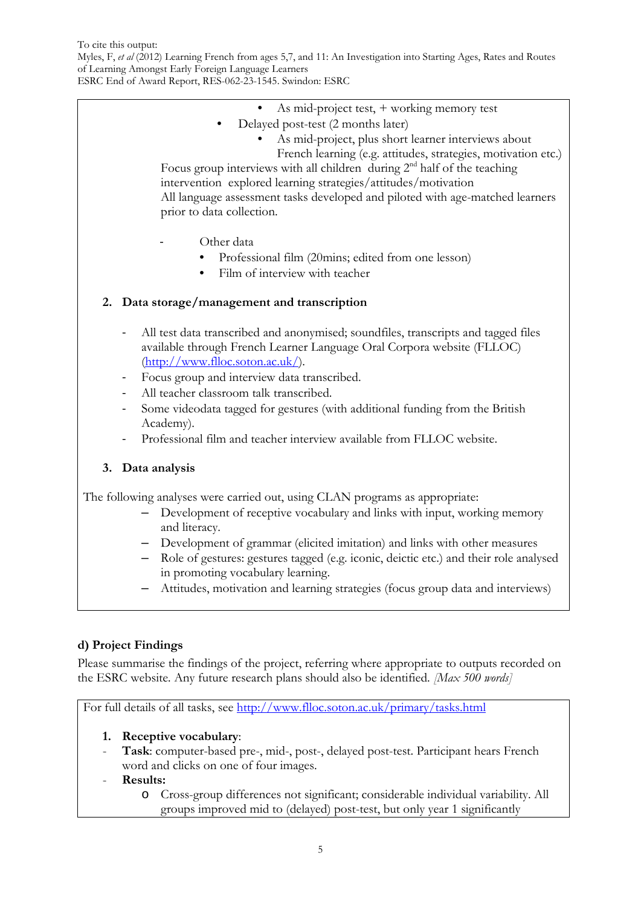- As mid-project test, + working memory test
- Delayed post-test (2 months later)
  - As mid-project, plus short learner interviews about French learning (e.g. attitudes, strategies, motivation etc.)

Focus group interviews with all children during 2nd half of the teaching intervention explored learning strategies/attitudes/motivation

All language assessment tasks developed and piloted with age-matched learners prior to data collection.

- Other data
  - Professional film (20mins; edited from one lesson)
  - Film of interview with teacher

**2. Data storage/management and transcription**

- All test data transcribed and anonymised; soundfiles, transcripts and tagged files available through French Learner Language Oral Corpora website (FLLOC) (http://www.flloc.soton.ac.uk/).
- Focus group and interview data transcribed.
- All teacher classroom talk transcribed.
- Some videodata tagged for gestures (with additional funding from the British Academy).
- Professional film and teacher interview available from FLLOC website.

**3. Data analysis**

The following analyses were carried out, using CLAN programs as appropriate:

- Development of receptive vocabulary and links with input, working memory and literacy.
- Development of grammar (elicited imitation) and links with other measures
- Role of gestures: gestures tagged (e.g. iconic, deictic etc.) and their role analysed in promoting vocabulary learning.
- Attitudes, motivation and learning strategies (focus group data and interviews)

## d) Project Findings

Please summarise the findings of the project, referring where appropriate to outputs recorded on the ESRC website. Any future research plans should also be identified. *[Max 500 words]*

For full details of all tasks, see http://www.flloc.soton.ac.uk/primary/tasks.html

**1. Receptive vocabulary**:

- **Task**: computer-based pre-, mid-, post-, delayed post-test. Participant hears French word and clicks on one of four images.
- **Results:**
  - Cross-group differences not significant; considerable individual variability. All groups improved mid to (delayed) post-test, but only year 1 significantly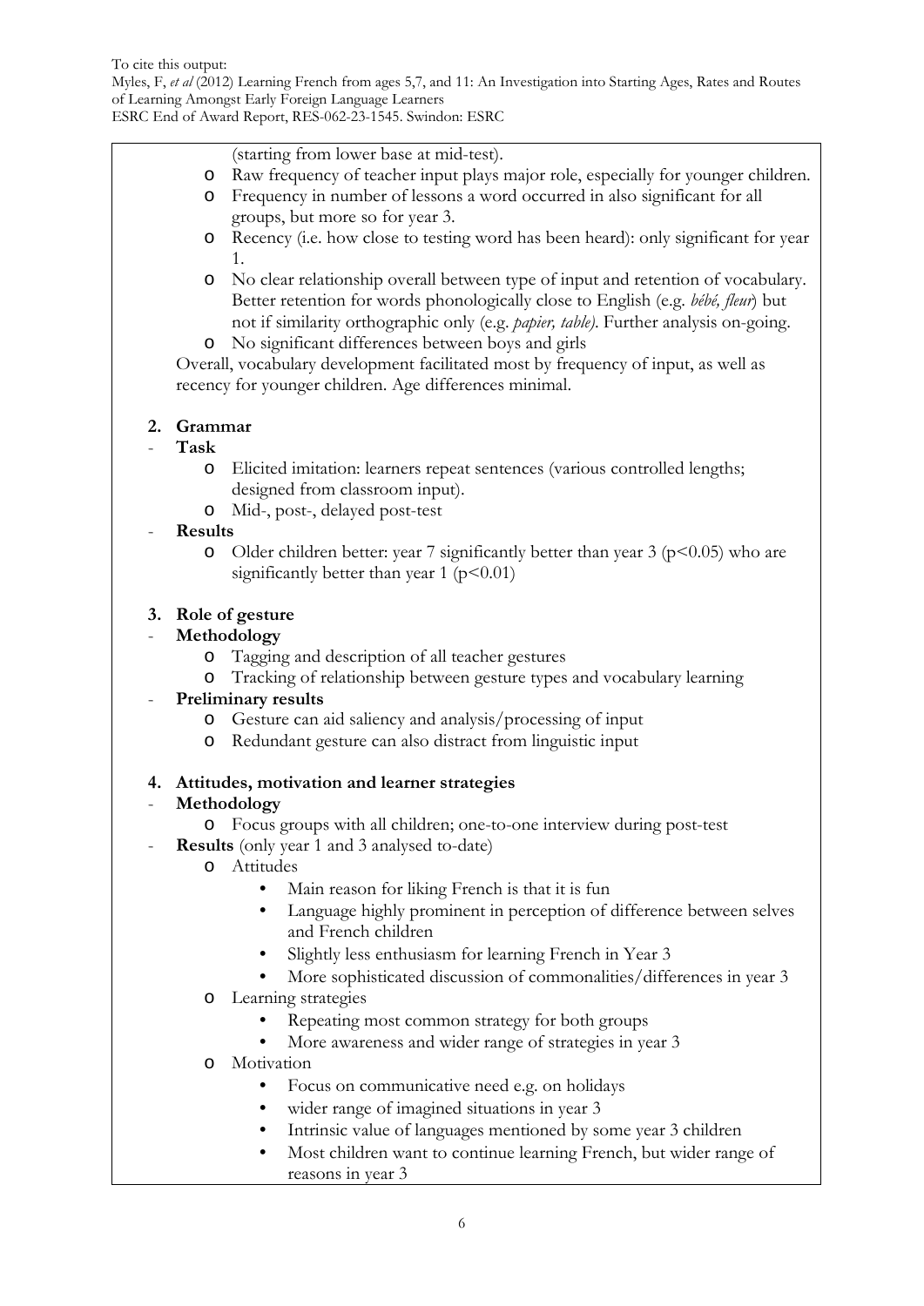(starting from lower base at mid-test).

- Raw frequency of teacher input plays major role, especially for younger children.
- Frequency in number of lessons a word occurred in also significant for all groups, but more so for year 3.
- Recency (i.e. how close to testing word has been heard): only significant for year 1.
- No clear relationship overall between type of input and retention of vocabulary. Better retention for words phonologically close to English (e.g. *bébé, fleur*) but not if similarity orthographic only (e.g. *papier, table)*. Further analysis on-going.
- No significant differences between boys and girls

Overall, vocabulary development facilitated most by frequency of input, as well as recency for younger children. Age differences minimal.

**2. Grammar**

- **Task**
  - Elicited imitation: learners repeat sentences (various controlled lengths; designed from classroom input).
  - Mid-, post-, delayed post-test
- **Results**
  - Older children better: year 7 significantly better than year 3 ($p<0.05$) who are significantly better than year 1 ($p<0.01$)

**3. Role of gesture**

- **Methodology**
  - Tagging and description of all teacher gestures
  - Tracking of relationship between gesture types and vocabulary learning
- **Preliminary results**
  - Gesture can aid saliency and analysis/processing of input
  - Redundant gesture can also distract from linguistic input

**4. Attitudes, motivation and learner strategies**

- **Methodology**
  - Focus groups with all children; one-to-one interview during post-test
- **Results** (only year 1 and 3 analysed to-date)
  - Attitudes
    - Main reason for liking French is that it is fun
    - Language highly prominent in perception of difference between selves and French children
    - Slightly less enthusiasm for learning French in Year 3
    - More sophisticated discussion of commonalities/differences in year 3
  - Learning strategies
    - Repeating most common strategy for both groups
    - More awareness and wider range of strategies in year 3
  - Motivation
    - Focus on communicative need e.g. on holidays
    - wider range of imagined situations in year 3
    - Intrinsic value of languages mentioned by some year 3 children
    - Most children want to continue learning French, but wider range of reasons in year 3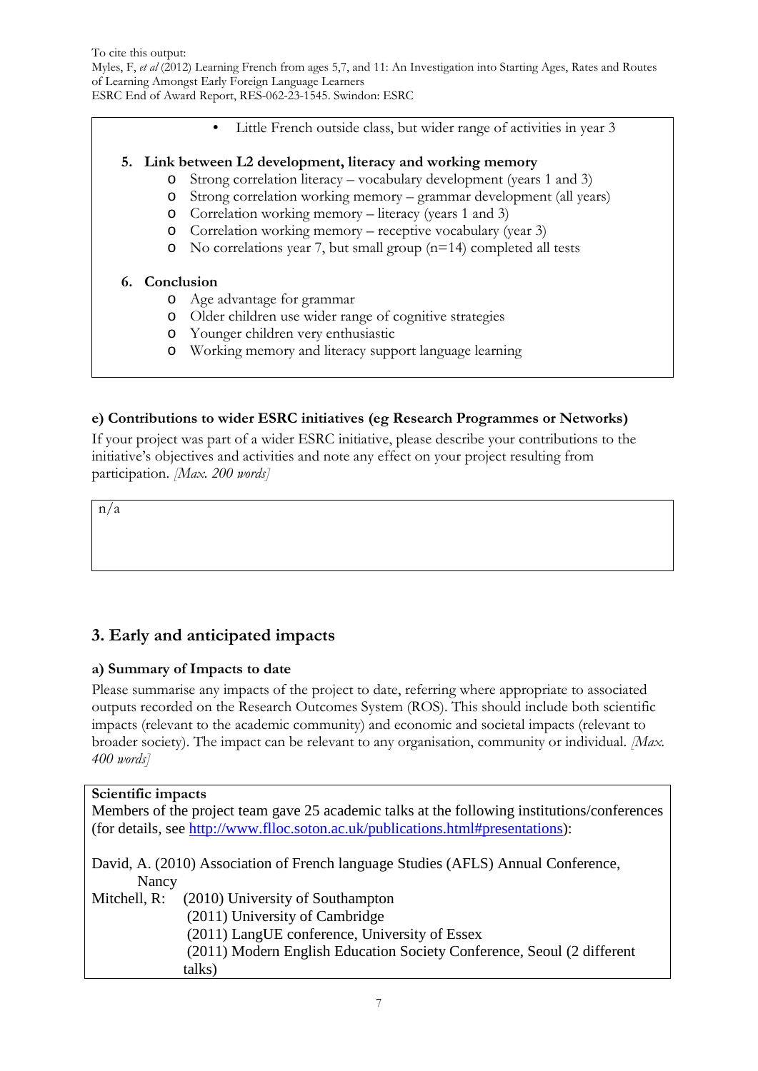- Little French outside class, but wider range of activities in year 3

**5. Link between L2 development, literacy and working memory**

- Strong correlation literacy – vocabulary development (years 1 and 3)
- Strong correlation working memory – grammar development (all years)
- Correlation working memory – literacy (years 1 and 3)
- Correlation working memory – receptive vocabulary (year 3)
- No correlations year 7, but small group (n=14) completed all tests

**6. Conclusion**

- Age advantage for grammar
- Older children use wider range of cognitive strategies
- Younger children very enthusiastic
- Working memory and literacy support language learning

### e) Contributions to wider ESRC initiatives (eg Research Programmes or Networks)

If your project was part of a wider ESRC initiative, please describe your contributions to the initiative's objectives and activities and note any effect on your project resulting from participation. *[Max. 200 words]*

n/a

## 3. Early and anticipated impacts

### a) Summary of Impacts to date

Please summarise any impacts of the project to date, referring where appropriate to associated outputs recorded on the Research Outcomes System (ROS). This should include both scientific impacts (relevant to the academic community) and economic and societal impacts (relevant to broader society). The impact can be relevant to any organisation, community or individual. *[Max. 400 words]*

**Scientific impacts**

Members of the project team gave 25 academic talks at the following institutions/conferences (for details, see http://www.flloc.soton.ac.uk/publications.html#presentations):

David, A. (2010) Association of French language Studies (AFLS) Annual Conference, Nancy

Mitchell, R: (2010) University of Southampton
(2011) University of Cambridge
(2011) LangUE conference, University of Essex
(2011) Modern English Education Society Conference, Seoul (2 different talks)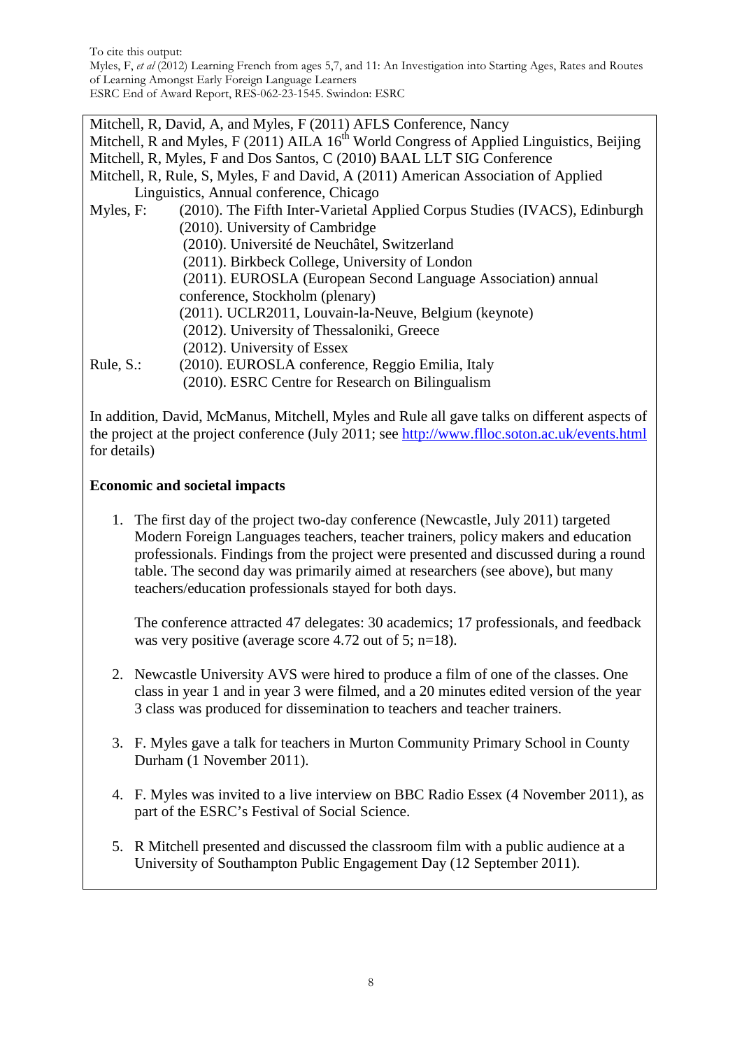Mitchell, R, David, A, and Myles, F (2011) AFLS Conference, Nancy
Mitchell, R and Myles, F (2011) AILA 16th World Congress of Applied Linguistics, Beijing
Mitchell, R, Myles, F and Dos Santos, C (2010) BAAL LLT SIG Conference
Mitchell, R, Rule, S, Myles, F and David, A (2011) American Association of Applied Linguistics, Annual conference, Chicago

Myles, F: (2010). The Fifth Inter-Varietal Applied Corpus Studies (IVACS), Edinburgh
(2010). University of Cambridge
(2010). Université de Neuchâtel, Switzerland
(2011). Birkbeck College, University of London
(2011). EUROSLA (European Second Language Association) annual conference, Stockholm (plenary)
(2011). UCLR2011, Louvain-la-Neuve, Belgium (keynote)
(2012). University of Thessaloniki, Greece
(2012). University of Essex

Rule, S.: (2010). EUROSLA conference, Reggio Emilia, Italy
(2010). ESRC Centre for Research on Bilingualism

In addition, David, McManus, Mitchell, Myles and Rule all gave talks on different aspects of the project at the project conference (July 2011; see http://www.flloc.soton.ac.uk/events.html for details)

**Economic and societal impacts**

1. The first day of the project two-day conference (Newcastle, July 2011) targeted Modern Foreign Languages teachers, teacher trainers, policy makers and education professionals. Findings from the project were presented and discussed during a round table. The second day was primarily aimed at researchers (see above), but many teachers/education professionals stayed for both days.

   The conference attracted 47 delegates: 30 academics; 17 professionals, and feedback was very positive (average score 4.72 out of 5; n=18).

2. Newcastle University AVS were hired to produce a film of one of the classes. One class in year 1 and in year 3 were filmed, and a 20 minutes edited version of the year 3 class was produced for dissemination to teachers and teacher trainers.

3. F. Myles gave a talk for teachers in Murton Community Primary School in County Durham (1 November 2011).

4. F. Myles was invited to a live interview on BBC Radio Essex (4 November 2011), as part of the ESRC's Festival of Social Science.

5. R Mitchell presented and discussed the classroom film with a public audience at a University of Southampton Public Engagement Day (12 September 2011).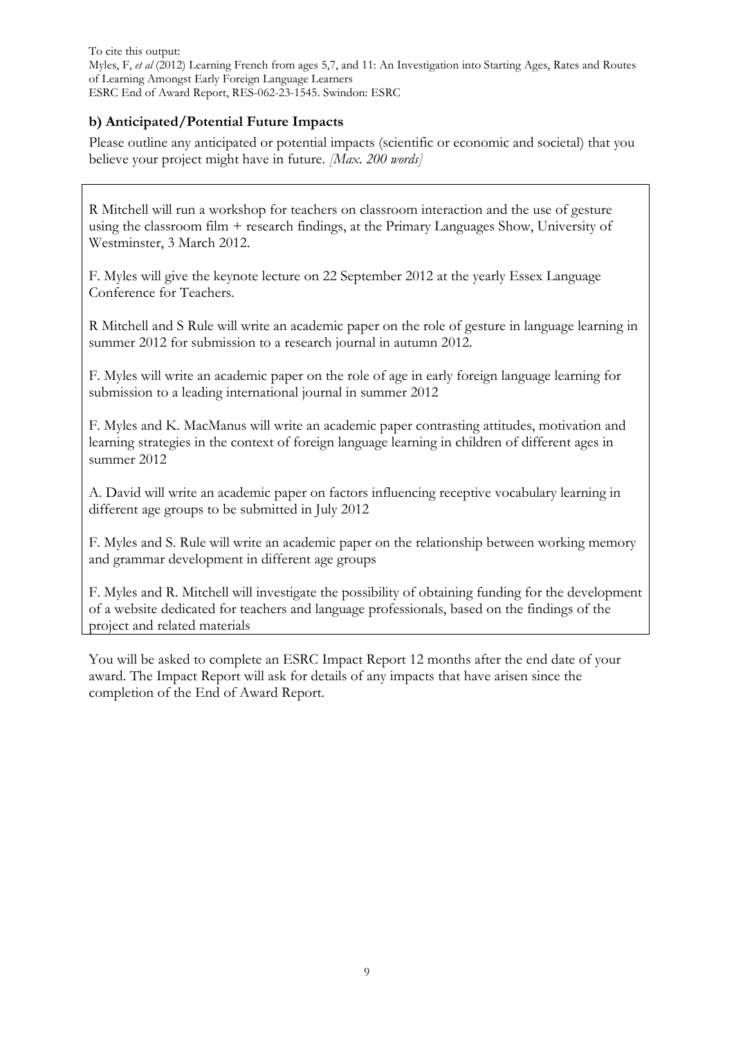To cite this output:
Myles, F, *et al* (2012) Learning French from ages 5,7, and 11: An Investigation into Starting Ages, Rates and Routes of Learning Amongst Early Foreign Language Learners
ESRC End of Award Report, RES-062-23-1545. Swindon: ESRC

### b) Anticipated/Potential Future Impacts

Please outline any anticipated or potential impacts (scientific or economic and societal) that you believe your project might have in future. *[Max. 200 words]*

R Mitchell will run a workshop for teachers on classroom interaction and the use of gesture using the classroom film + research findings, at the Primary Languages Show, University of Westminster, 3 March 2012.

F. Myles will give the keynote lecture on 22 September 2012 at the yearly Essex Language Conference for Teachers.

R Mitchell and S Rule will write an academic paper on the role of gesture in language learning in summer 2012 for submission to a research journal in autumn 2012.

F. Myles will write an academic paper on the role of age in early foreign language learning for submission to a leading international journal in summer 2012

F. Myles and K. MacManus will write an academic paper contrasting attitudes, motivation and learning strategies in the context of foreign language learning in children of different ages in summer 2012

A. David will write an academic paper on factors influencing receptive vocabulary learning in different age groups to be submitted in July 2012

F. Myles and S. Rule will write an academic paper on the relationship between working memory and grammar development in different age groups

F. Myles and R. Mitchell will investigate the possibility of obtaining funding for the development of a website dedicated for teachers and language professionals, based on the findings of the project and related materials

You will be asked to complete an ESRC Impact Report 12 months after the end date of your award. The Impact Report will ask for details of any impacts that have arisen since the completion of the End of Award Report.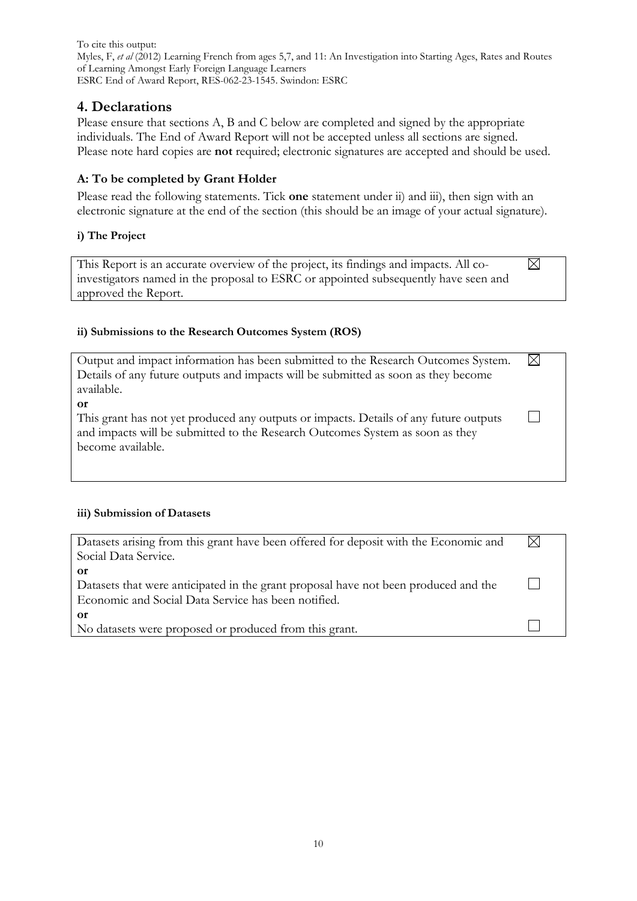To cite this output:
Myles, F, *et al* (2012) Learning French from ages 5,7, and 11: An Investigation into Starting Ages, Rates and Routes of Learning Amongst Early Foreign Language Learners
ESRC End of Award Report, RES-062-23-1545. Swindon: ESRC

## 4. Declarations

Please ensure that sections A, B and C below are completed and signed by the appropriate individuals. The End of Award Report will not be accepted unless all sections are signed. Please note hard copies are **not** required; electronic signatures are accepted and should be used.

### A: To be completed by Grant Holder

Please read the following statements. Tick **one** statement under ii) and iii), then sign with an electronic signature at the end of the section (this should be an image of your actual signature).

#### i) The Project

| | |
|---|---|
| This Report is an accurate overview of the project, its findings and impacts. All co-investigators named in the proposal to ESRC or appointed subsequently have seen and approved the Report. | ☒ |

#### ii) Submissions to the Research Outcomes System (ROS)

| | |
|---|---|
| Output and impact information has been submitted to the Research Outcomes System. Details of any future outputs and impacts will be submitted as soon as they become available. | ☒ |
| **or** | |
| This grant has not yet produced any outputs or impacts. Details of any future outputs and impacts will be submitted to the Research Outcomes System as soon as they become available. | ☐ |

#### iii) Submission of Datasets

| | |
|---|---|
| Datasets arising from this grant have been offered for deposit with the Economic and Social Data Service. | ☒ |
| **or** | |
| Datasets that were anticipated in the grant proposal have not been produced and the Economic and Social Data Service has been notified. | ☐ |
| **or** | |
| No datasets were proposed or produced from this grant. | ☐ |